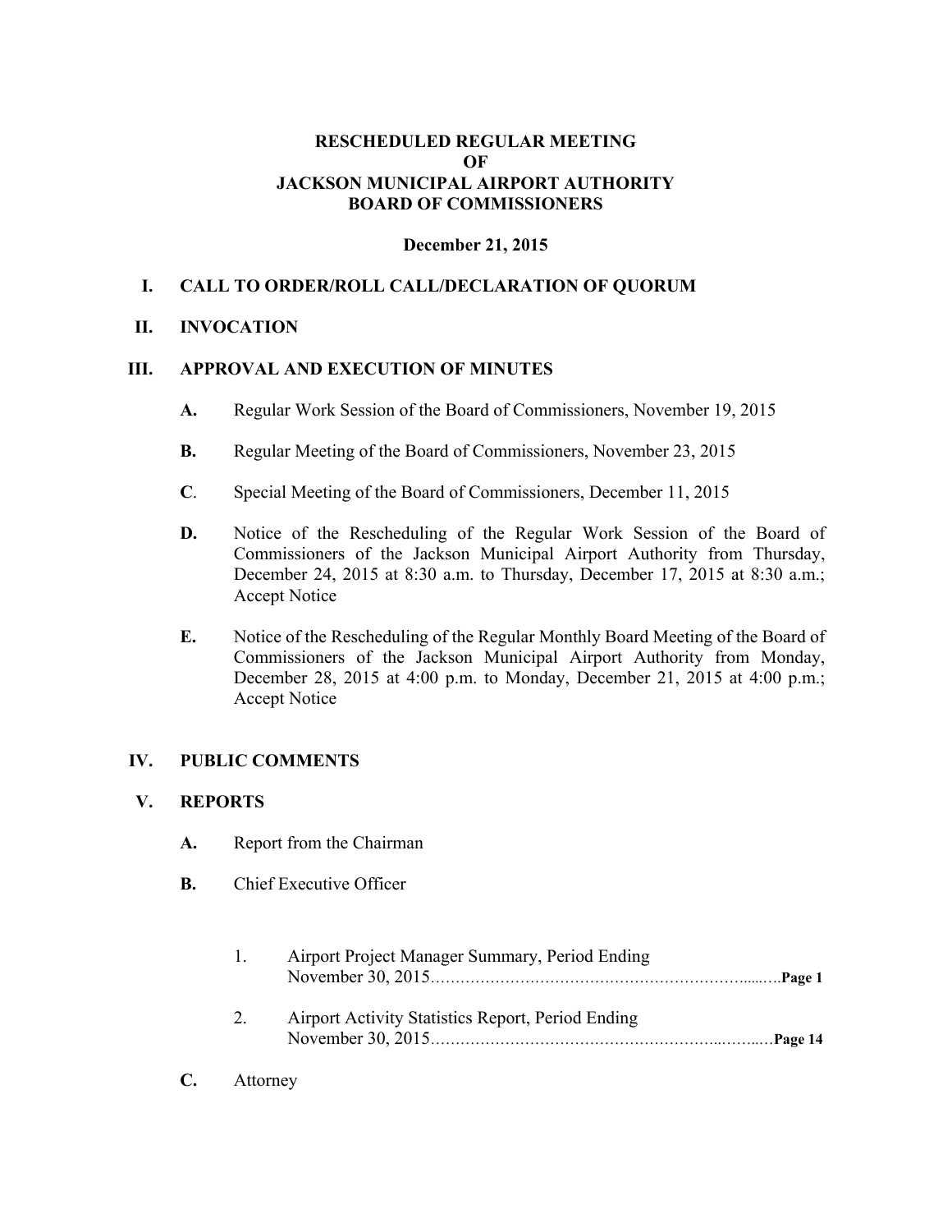# RESCHEDULED REGULAR MEETING OF JACKSON MUNICIPAL AIRPORT AUTHORITY BOARD OF COMMISSIONERS

**December 21, 2015**

## I. CALL TO ORDER/ROLL CALL/DECLARATION OF QUORUM

## II. INVOCATION

## III. APPROVAL AND EXECUTION OF MINUTES

**A.** Regular Work Session of the Board of Commissioners, November 19, 2015

**B.** Regular Meeting of the Board of Commissioners, November 23, 2015

**C**. Special Meeting of the Board of Commissioners, December 11, 2015

**D.** Notice of the Rescheduling of the Regular Work Session of the Board of Commissioners of the Jackson Municipal Airport Authority from Thursday, December 24, 2015 at 8:30 a.m. to Thursday, December 17, 2015 at 8:30 a.m.; Accept Notice

**E.** Notice of the Rescheduling of the Regular Monthly Board Meeting of the Board of Commissioners of the Jackson Municipal Airport Authority from Monday, December 28, 2015 at 4:00 p.m. to Monday, December 21, 2015 at 4:00 p.m.; Accept Notice

## IV. PUBLIC COMMENTS

## V. REPORTS

**A.** Report from the Chairman

**B.** Chief Executive Officer

1. Airport Project Manager Summary, Period Ending November 30, 2015……………………………………………………………….**Page 1**

2. Airport Activity Statistics Report, Period Ending November 30, 2015……………………………………………………………….**Page 14**

**C.** Attorney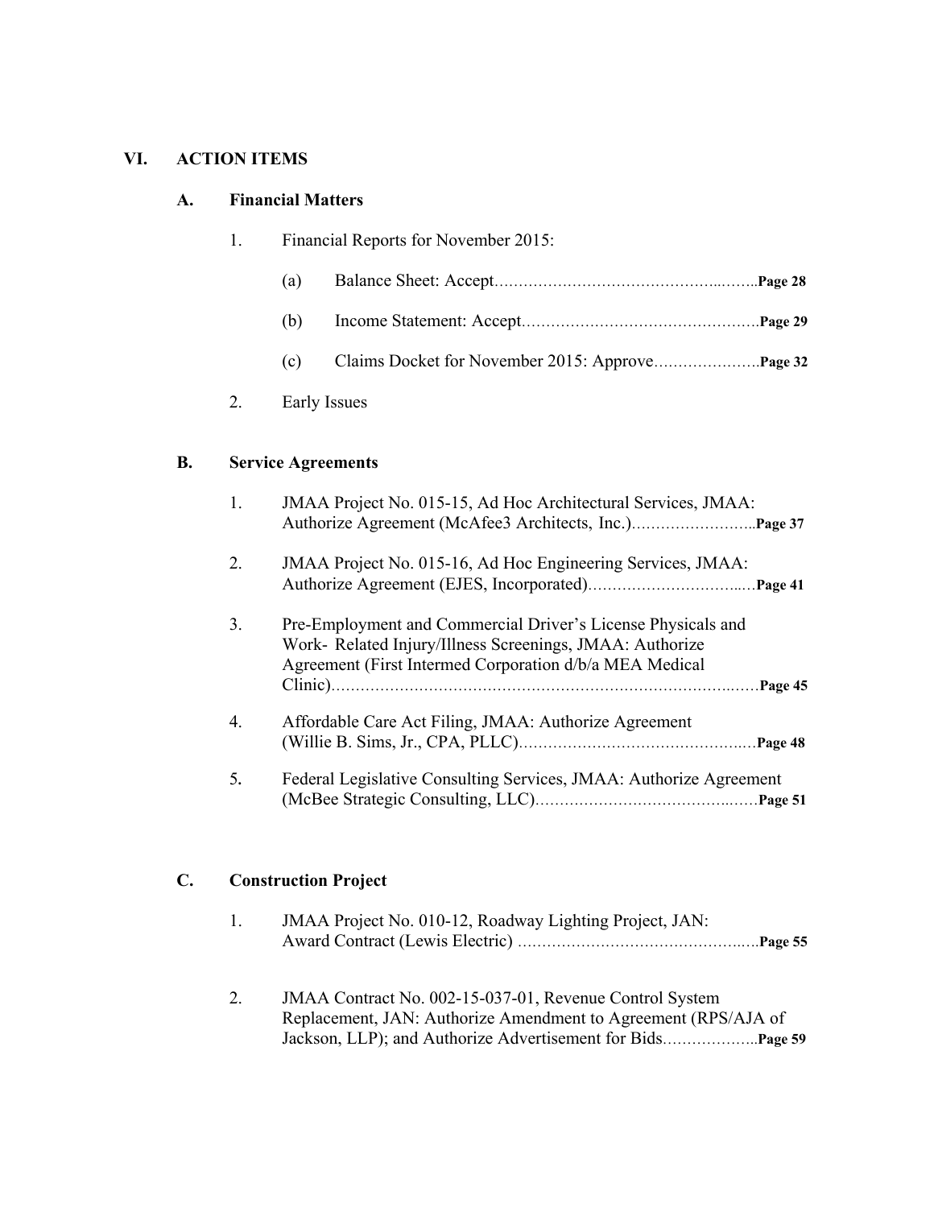## VI. ACTION ITEMS

### A. Financial Matters

1. Financial Reports for November 2015:

   (a) Balance Sheet: Accept……………………………………...……..**Page 28**

   (b) Income Statement: Accept…………………………………………**Page 29**

   (c) Claims Docket for November 2015: Approve…………………**Page 32**

2. Early Issues

### B. Service Agreements

1. JMAA Project No. 015-15, Ad Hoc Architectural Services, JMAA: Authorize Agreement (McAfee3 Architects, Inc.)……………………..**Page 37**

2. JMAA Project No. 015-16, Ad Hoc Engineering Services, JMAA: Authorize Agreement (EJES, Incorporated)…………………………...…**Page 41**

3. Pre-Employment and Commercial Driver's License Physicals and Work- Related Injury/Illness Screenings, JMAA: Authorize Agreement (First Intermed Corporation d/b/a MEA Medical Clinic)……………………………………………………………………..……**Page 45**

4. Affordable Care Act Filing, JMAA: Authorize Agreement (Willie B. Sims, Jr., CPA, PLLC)………………………………………..…**Page 48**

5. Federal Legislative Consulting Services, JMAA: Authorize Agreement (McBee Strategic Consulting, LLC)……………………………...……**Page 51**

### C. Construction Project

1. JMAA Project No. 010-12, Roadway Lighting Project, JAN: Award Contract (Lewis Electric) ……………………………………..…**Page 55**

2. JMAA Contract No. 002-15-037-01, Revenue Control System Replacement, JAN: Authorize Amendment to Agreement (RPS/AJA of Jackson, LLP); and Authorize Advertisement for Bids………………..**Page 59**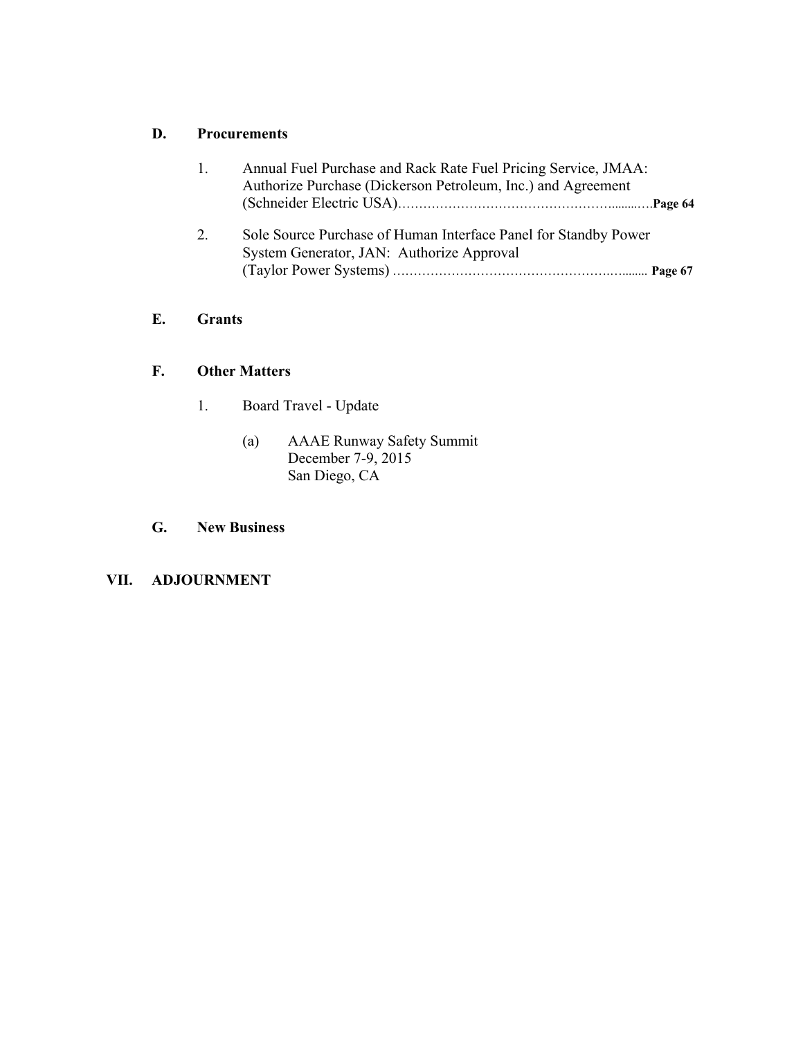### D. Procurements

1. Annual Fuel Purchase and Rack Rate Fuel Pricing Service, JMAA: Authorize Purchase (Dickerson Petroleum, Inc.) and Agreement (Schneider Electric USA)……………………………………………………..….**Page 64**

2. Sole Source Purchase of Human Interface Panel for Standby Power System Generator, JAN: Authorize Approval (Taylor Power Systems) ……………………………………………….…........ **Page 67**

### E. Grants

### F. Other Matters

1. Board Travel - Update

   (a) AAAE Runway Safety Summit
   December 7-9, 2015
   San Diego, CA

### G. New Business

## VII. ADJOURNMENT